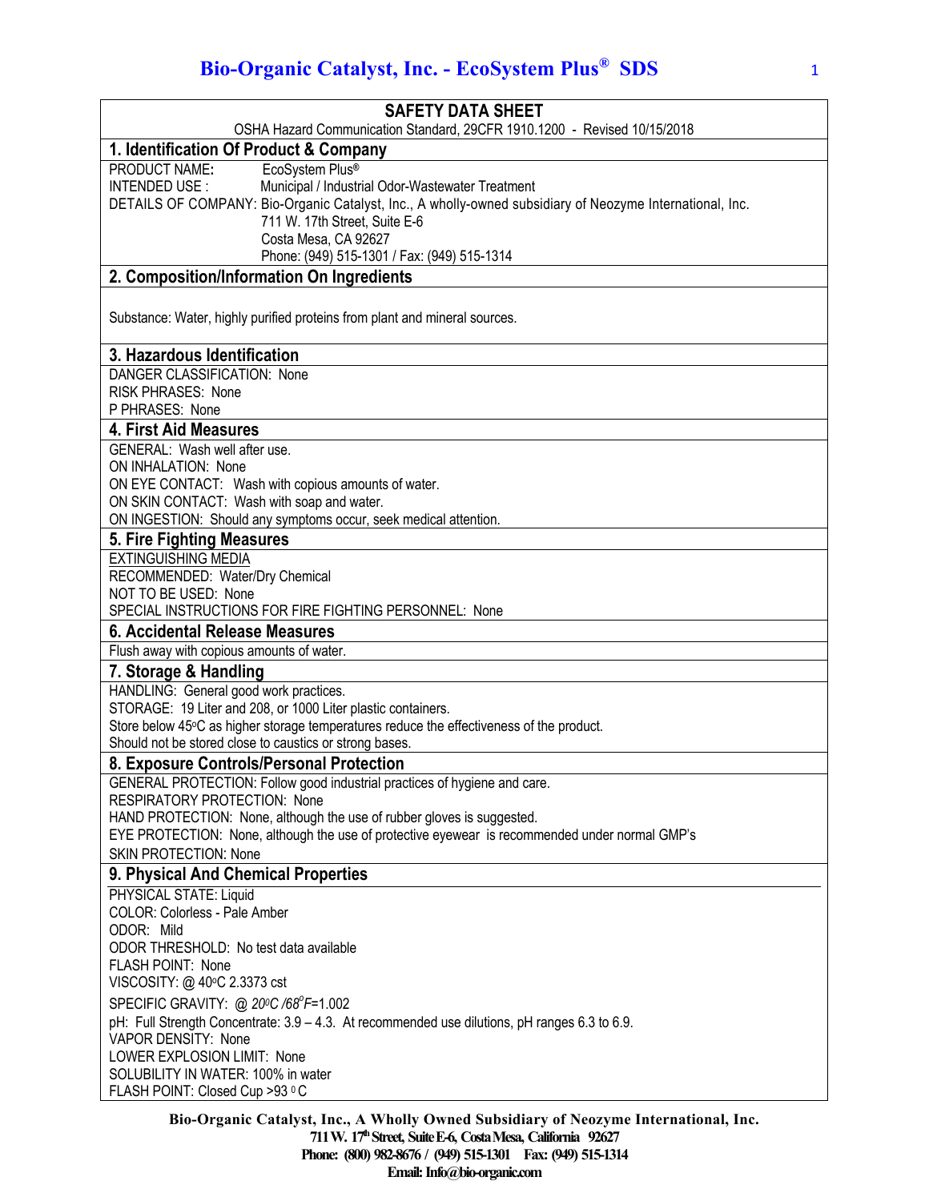# Bio-Organic Catalyst, Inc. - EcoSystem Plus® SDS

## SAFETY DATA SHEET

OSHA Hazard Communication Standard, 29CFR 1910.1200 - Revised 10/15/2018

## 1. Identification Of Product & Company

PRODUCT NAME: EcoSystem Plus®
INTENDED USE : Municipal / Industrial Odor-Wastewater Treatment
DETAILS OF COMPANY: Bio-Organic Catalyst, Inc., A wholly-owned subsidiary of Neozyme International, Inc.
711 W. 17th Street, Suite E-6
Costa Mesa, CA 92627
Phone: (949) 515-1301 / Fax: (949) 515-1314

## 2. Composition/Information On Ingredients

Substance: Water, highly purified proteins from plant and mineral sources.

## 3. Hazardous Identification

DANGER CLASSIFICATION: None
RISK PHRASES: None
P PHRASES: None

## 4. First Aid Measures

GENERAL: Wash well after use.
ON INHALATION: None
ON EYE CONTACT: Wash with copious amounts of water.
ON SKIN CONTACT: Wash with soap and water.
ON INGESTION: Should any symptoms occur, seek medical attention.

## 5. Fire Fighting Measures

EXTINGUISHING MEDIA
RECOMMENDED: Water/Dry Chemical
NOT TO BE USED: None
SPECIAL INSTRUCTIONS FOR FIRE FIGHTING PERSONNEL: None

## 6. Accidental Release Measures

Flush away with copious amounts of water.

## 7. Storage & Handling

HANDLING: General good work practices.
STORAGE: 19 Liter and 208, or 1000 Liter plastic containers.
Store below 45°C as higher storage temperatures reduce the effectiveness of the product.
Should not be stored close to caustics or strong bases.

## 8. Exposure Controls/Personal Protection

GENERAL PROTECTION: Follow good industrial practices of hygiene and care.
RESPIRATORY PROTECTION: None
HAND PROTECTION: None, although the use of rubber gloves is suggested.
EYE PROTECTION: None, although the use of protective eyewear is recommended under normal GMP's
SKIN PROTECTION: None

## 9. Physical And Chemical Properties

PHYSICAL STATE: Liquid
COLOR: Colorless - Pale Amber
ODOR: Mild
ODOR THRESHOLD: No test data available
FLASH POINT: None
VISCOSITY: @ 40°C 2.3373 cst
SPECIFIC GRAVITY: @ *20°C /68°F*=1.002
pH: Full Strength Concentrate: 3.9 – 4.3. At recommended use dilutions, pH ranges 6.3 to 6.9.
VAPOR DENSITY: None
LOWER EXPLOSION LIMIT: None
SOLUBILITY IN WATER: 100% in water
FLASH POINT: Closed Cup >93 °C

**Bio-Organic Catalyst, Inc., A Wholly Owned Subsidiary of Neozyme International, Inc.**
**711 W. 17th Street, Suite E-6, Costa Mesa, California 92627**
**Phone: (800) 982-8676 / (949) 515-1301 Fax: (949) 515-1314**
**Email: Info@bio-organic.com**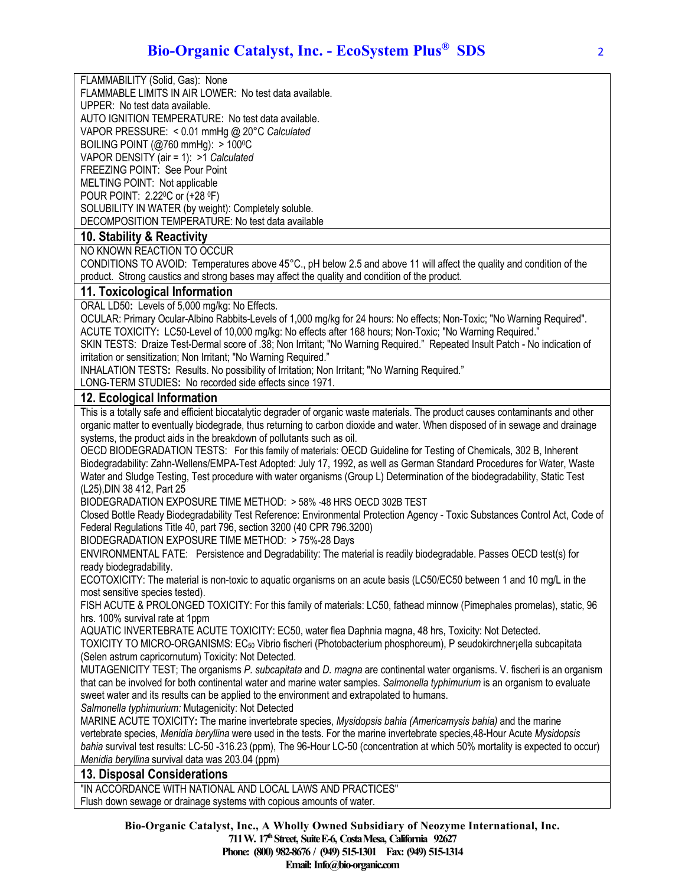FLAMMABILITY (Solid, Gas): None
FLAMMABLE LIMITS IN AIR LOWER: No test data available.
UPPER: No test data available.
AUTO IGNITION TEMPERATURE: No test data available.
VAPOR PRESSURE: < 0.01 mmHg @ 20°C *Calculated*
BOILING POINT (@760 mmHg): > 100$^0$C
VAPOR DENSITY (air = 1): >1 *Calculated*
FREEZING POINT: See Pour Point
MELTING POINT: Not applicable
POUR POINT: 2.22$^0$C or (+28 $^0$F)
SOLUBILITY IN WATER (by weight): Completely soluble.
DECOMPOSITION TEMPERATURE: No test data available

## 10. Stability & Reactivity

NO KNOWN REACTION TO OCCUR
CONDITIONS TO AVOID: Temperatures above 45°C., pH below 2.5 and above 11 will affect the quality and condition of the product. Strong caustics and strong bases may affect the quality and condition of the product.

## 11. Toxicological Information

ORAL LD50**:** Levels of 5,000 mg/kg: No Effects.
OCULAR: Primary Ocular-Albino Rabbits-Levels of 1,000 mg/kg for 24 hours: No effects; Non-Toxic; "No Warning Required".
ACUTE TOXICITY**:** LC50-Level of 10,000 mg/kg: No effects after 168 hours; Non-Toxic; "No Warning Required."
SKIN TESTS: Draize Test-Dermal score of .38; Non Irritant; "No Warning Required." Repeated Insult Patch - No indication of irritation or sensitization; Non Irritant; "No Warning Required."
INHALATION TESTS**:** Results. No possibility of Irritation; Non Irritant; "No Warning Required."
LONG-TERM STUDIES**:** No recorded side effects since 1971.

## 12. Ecological Information

This is a totally safe and efficient biocatalytic degrader of organic waste materials. The product causes contaminants and other organic matter to eventually biodegrade, thus returning to carbon dioxide and water. When disposed of in sewage and drainage systems, the product aids in the breakdown of pollutants such as oil.
OECD BIODEGRADATION TESTS: For this family of materials: OECD Guideline for Testing of Chemicals, 302 B, Inherent Biodegradability: Zahn-Wellens/EMPA-Test Adopted: July 17, 1992, as well as German Standard Procedures for Water, Waste Water and Sludge Testing, Test procedure with water organisms (Group L) Determination of the biodegradability, Static Test (L25),DIN 38 412, Part 25
BIODEGRADATION EXPOSURE TIME METHOD: > 58% -48 HRS OECD 302B TEST
Closed Bottle Ready Biodegradability Test Reference: Environmental Protection Agency - Toxic Substances Control Act, Code of Federal Regulations Title 40, part 796, section 3200 (40 CPR 796.3200)
BIODEGRADATION EXPOSURE TIME METHOD: > 75%-28 Days
ENVIRONMENTAL FATE: Persistence and Degradability: The material is readily biodegradable. Passes OECD test(s) for ready biodegradability.
ECOTOXICITY: The material is non-toxic to aquatic organisms on an acute basis (LC50/EC50 between 1 and 10 mg/L in the most sensitive species tested).
FISH ACUTE & PROLONGED TOXICITY: For this family of materials: LC50, fathead minnow (Pimephales promelas), static, 96 hrs. 100% survival rate at 1ppm
AQUATIC INVERTEBRATE ACUTE TOXICITY: EC50, water flea Daphnia magna, 48 hrs, Toxicity: Not Detected.
TOXICITY TO MICRO-ORGANISMS: $EC_{50}$ Vibrio fischeri (Photobacterium phosphoreum), P seudokirchner¡ella subcapitata (Selen astrum capricornutum) Toxicity: Not Detected.
MUTAGENICITY TEST; The organisms *P. subcapitata* and *D. magna* are continental water organisms. V. fischeri is an organism that can be involved for both continental water and marine water samples. *Salmonella typhimurium* is an organism to evaluate sweet water and its results can be applied to the environment and extrapolated to humans.
*Salmonella typhimurium:* Mutagenicity: Not Detected
MARINE ACUTE TOXICITY**:** The marine invertebrate species, *Mysidopsis bahia (Americamysis bahia)* and the marine vertebrate species, *Menidia beryllina* were used in the tests. For the marine invertebrate species,48-Hour Acute *Mysidopsis bahia* survival test results: LC-50 -316.23 (ppm), The 96-Hour LC-50 (concentration at which 50% mortality is expected to occur) *Menidia beryllina* survival data was 203.04 (ppm)

## 13. Disposal Considerations

"IN ACCORDANCE WITH NATIONAL AND LOCAL LAWS AND PRACTICES"
Flush down sewage or drainage systems with copious amounts of water.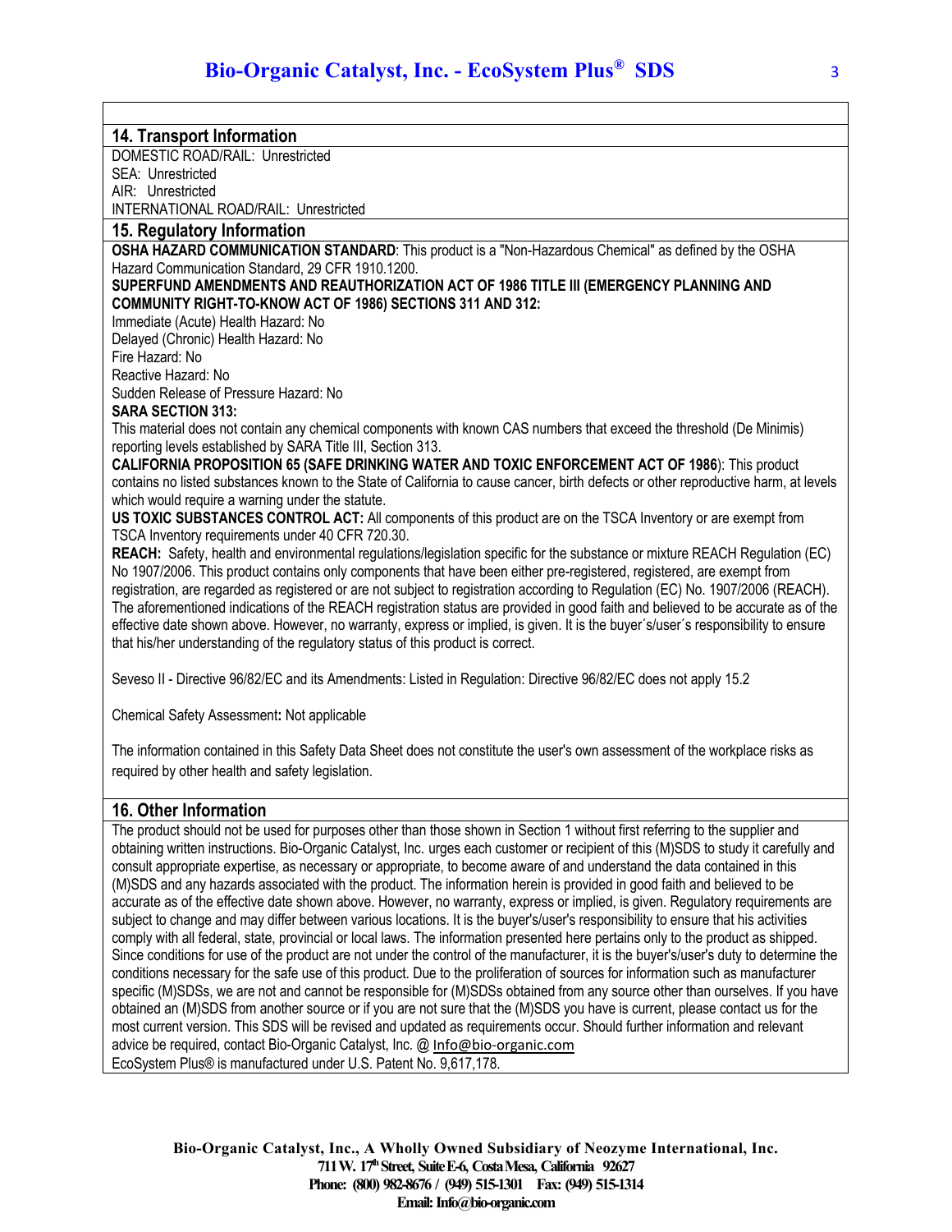## 14. Transport Information

DOMESTIC ROAD/RAIL: Unrestricted
SEA: Unrestricted
AIR: Unrestricted
INTERNATIONAL ROAD/RAIL: Unrestricted

## 15. Regulatory Information

**OSHA HAZARD COMMUNICATION STANDARD**: This product is a "Non-Hazardous Chemical" as defined by the OSHA Hazard Communication Standard, 29 CFR 1910.1200.

**SUPERFUND AMENDMENTS AND REAUTHORIZATION ACT OF 1986 TITLE III (EMERGENCY PLANNING AND COMMUNITY RIGHT-TO-KNOW ACT OF 1986) SECTIONS 311 AND 312:**

Immediate (Acute) Health Hazard: No
Delayed (Chronic) Health Hazard: No
Fire Hazard: No
Reactive Hazard: No
Sudden Release of Pressure Hazard: No

**SARA SECTION 313:**

This material does not contain any chemical components with known CAS numbers that exceed the threshold (De Minimis) reporting levels established by SARA Title III, Section 313.

**CALIFORNIA PROPOSITION 65 (SAFE DRINKING WATER AND TOXIC ENFORCEMENT ACT OF 1986**): This product contains no listed substances known to the State of California to cause cancer, birth defects or other reproductive harm, at levels which would require a warning under the statute.

**US TOXIC SUBSTANCES CONTROL ACT:** All components of this product are on the TSCA Inventory or are exempt from TSCA Inventory requirements under 40 CFR 720.30.

**REACH:** Safety, health and environmental regulations/legislation specific for the substance or mixture REACH Regulation (EC) No 1907/2006. This product contains only components that have been either pre-registered, registered, are exempt from registration, are regarded as registered or are not subject to registration according to Regulation (EC) No. 1907/2006 (REACH). The aforementioned indications of the REACH registration status are provided in good faith and believed to be accurate as of the effective date shown above. However, no warranty, express or implied, is given. It is the buyer´s/user´s responsibility to ensure that his/her understanding of the regulatory status of this product is correct.

Seveso II - Directive 96/82/EC and its Amendments: Listed in Regulation: Directive 96/82/EC does not apply 15.2

Chemical Safety Assessment**:** Not applicable

The information contained in this Safety Data Sheet does not constitute the user's own assessment of the workplace risks as required by other health and safety legislation.

## 16. Other Information

The product should not be used for purposes other than those shown in Section 1 without first referring to the supplier and obtaining written instructions. Bio-Organic Catalyst, Inc. urges each customer or recipient of this (M)SDS to study it carefully and consult appropriate expertise, as necessary or appropriate, to become aware of and understand the data contained in this (M)SDS and any hazards associated with the product. The information herein is provided in good faith and believed to be accurate as of the effective date shown above. However, no warranty, express or implied, is given. Regulatory requirements are subject to change and may differ between various locations. It is the buyer's/user's responsibility to ensure that his activities comply with all federal, state, provincial or local laws. The information presented here pertains only to the product as shipped. Since conditions for use of the product are not under the control of the manufacturer, it is the buyer's/user's duty to determine the conditions necessary for the safe use of this product. Due to the proliferation of sources for information such as manufacturer specific (M)SDSs, we are not and cannot be responsible for (M)SDSs obtained from any source other than ourselves. If you have obtained an (M)SDS from another source or if you are not sure that the (M)SDS you have is current, please contact us for the most current version. This SDS will be revised and updated as requirements occur. Should further information and relevant advice be required, contact Bio-Organic Catalyst, Inc. @ Info@bio-organic.com
EcoSystem Plus® is manufactured under U.S. Patent No. 9,617,178.